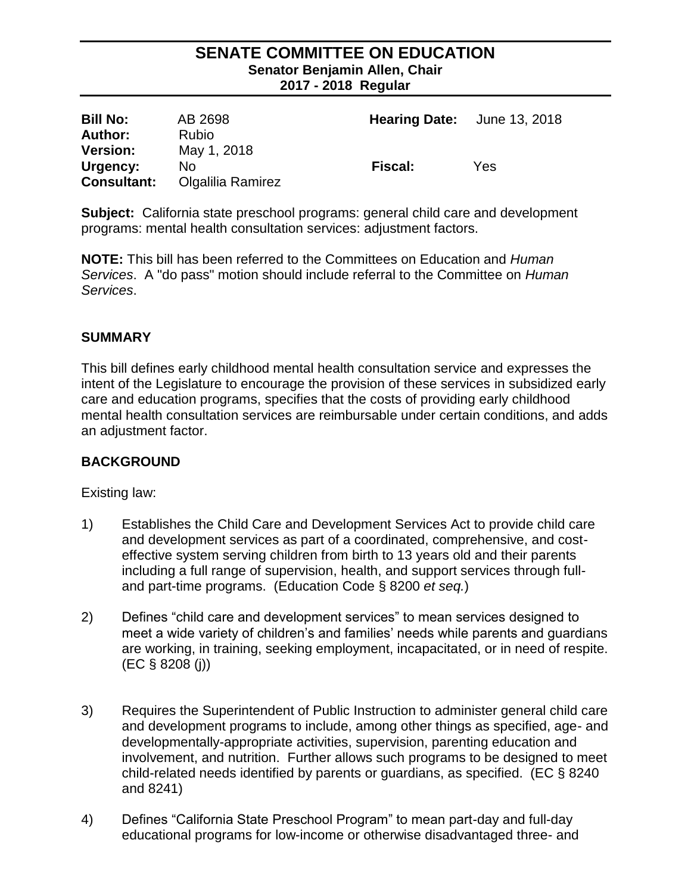# SENATE COMMITTEE ON EDUCATION

**Senator Benjamin Allen, Chair**
**2017 - 2018 Regular**

| | | | |
|---|---|---|---|
| **Bill No:** | AB 2698 | **Hearing Date:** | June 13, 2018 |
| **Author:** | Rubio | | |
| **Version:** | May 1, 2018 | | |
| **Urgency:** | No | **Fiscal:** | Yes |
| **Consultant:** | Olgalilia Ramirez | | |

**Subject:** California state preschool programs: general child care and development programs: mental health consultation services: adjustment factors.

**NOTE:** This bill has been referred to the Committees on Education and *Human Services*. A "do pass" motion should include referral to the Committee on *Human Services*.

## SUMMARY

This bill defines early childhood mental health consultation service and expresses the intent of the Legislature to encourage the provision of these services in subsidized early care and education programs, specifies that the costs of providing early childhood mental health consultation services are reimbursable under certain conditions, and adds an adjustment factor.

## BACKGROUND

Existing law:

1) Establishes the Child Care and Development Services Act to provide child care and development services as part of a coordinated, comprehensive, and cost-effective system serving children from birth to 13 years old and their parents including a full range of supervision, health, and support services through full- and part-time programs. (Education Code § 8200 *et seq.*)

2) Defines "child care and development services" to mean services designed to meet a wide variety of children's and families' needs while parents and guardians are working, in training, seeking employment, incapacitated, or in need of respite. (EC § 8208 (j))

3) Requires the Superintendent of Public Instruction to administer general child care and development programs to include, among other things as specified, age- and developmentally-appropriate activities, supervision, parenting education and involvement, and nutrition. Further allows such programs to be designed to meet child-related needs identified by parents or guardians, as specified. (EC § 8240 and 8241)

4) Defines "California State Preschool Program" to mean part-day and full-day educational programs for low-income or otherwise disadvantaged three- and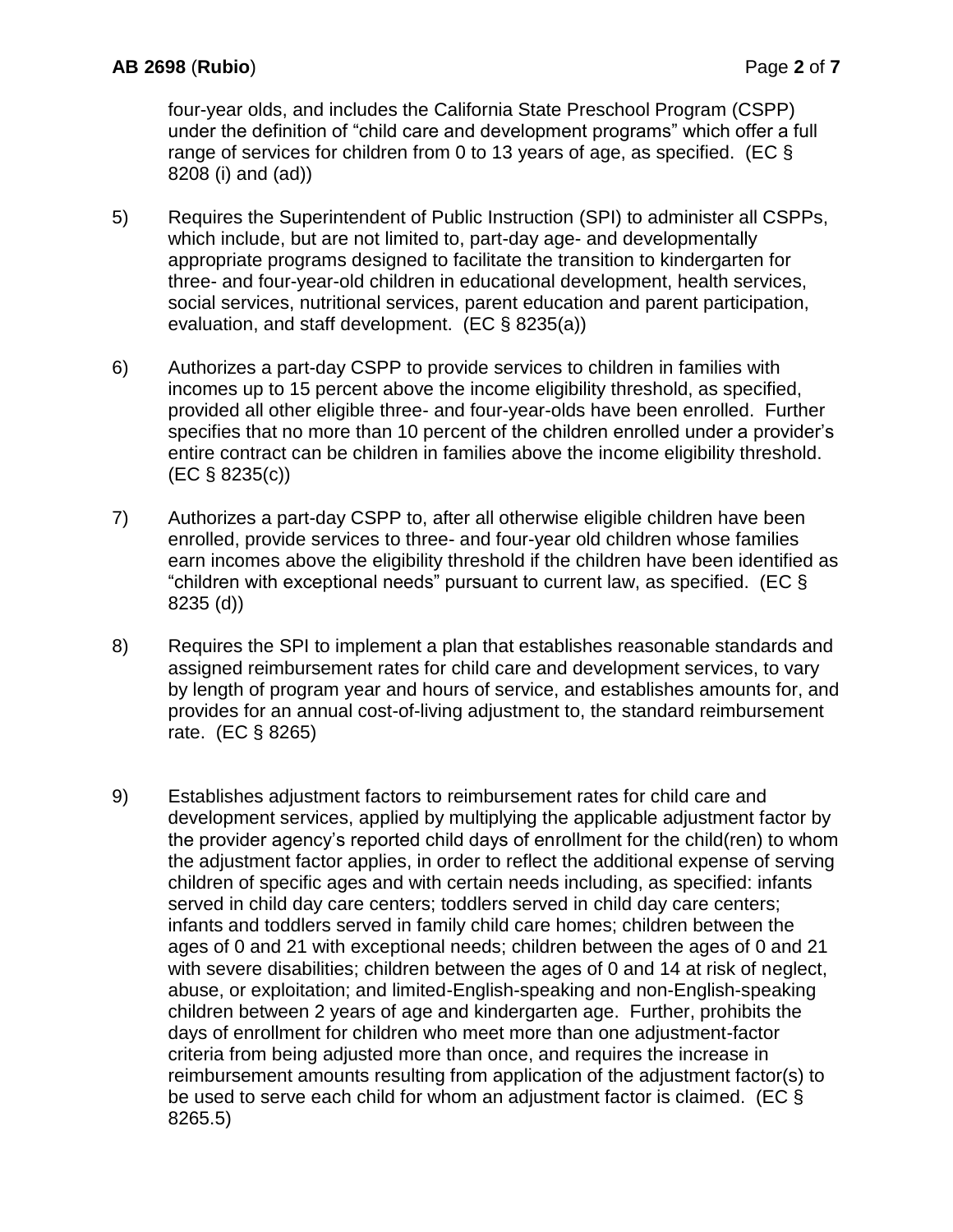four-year olds, and includes the California State Preschool Program (CSPP) under the definition of "child care and development programs" which offer a full range of services for children from 0 to 13 years of age, as specified. (EC § 8208 (i) and (ad))

5) Requires the Superintendent of Public Instruction (SPI) to administer all CSPPs, which include, but are not limited to, part-day age- and developmentally appropriate programs designed to facilitate the transition to kindergarten for three- and four-year-old children in educational development, health services, social services, nutritional services, parent education and parent participation, evaluation, and staff development. (EC § 8235(a))

6) Authorizes a part-day CSPP to provide services to children in families with incomes up to 15 percent above the income eligibility threshold, as specified, provided all other eligible three- and four-year-olds have been enrolled. Further specifies that no more than 10 percent of the children enrolled under a provider's entire contract can be children in families above the income eligibility threshold. (EC § 8235(c))

7) Authorizes a part-day CSPP to, after all otherwise eligible children have been enrolled, provide services to three- and four-year old children whose families earn incomes above the eligibility threshold if the children have been identified as "children with exceptional needs" pursuant to current law, as specified. (EC § 8235 (d))

8) Requires the SPI to implement a plan that establishes reasonable standards and assigned reimbursement rates for child care and development services, to vary by length of program year and hours of service, and establishes amounts for, and provides for an annual cost-of-living adjustment to, the standard reimbursement rate. (EC § 8265)

9) Establishes adjustment factors to reimbursement rates for child care and development services, applied by multiplying the applicable adjustment factor by the provider agency's reported child days of enrollment for the child(ren) to whom the adjustment factor applies, in order to reflect the additional expense of serving children of specific ages and with certain needs including, as specified: infants served in child day care centers; toddlers served in child day care centers; infants and toddlers served in family child care homes; children between the ages of 0 and 21 with exceptional needs; children between the ages of 0 and 21 with severe disabilities; children between the ages of 0 and 14 at risk of neglect, abuse, or exploitation; and limited-English-speaking and non-English-speaking children between 2 years of age and kindergarten age. Further, prohibits the days of enrollment for children who meet more than one adjustment-factor criteria from being adjusted more than once, and requires the increase in reimbursement amounts resulting from application of the adjustment factor(s) to be used to serve each child for whom an adjustment factor is claimed. (EC § 8265.5)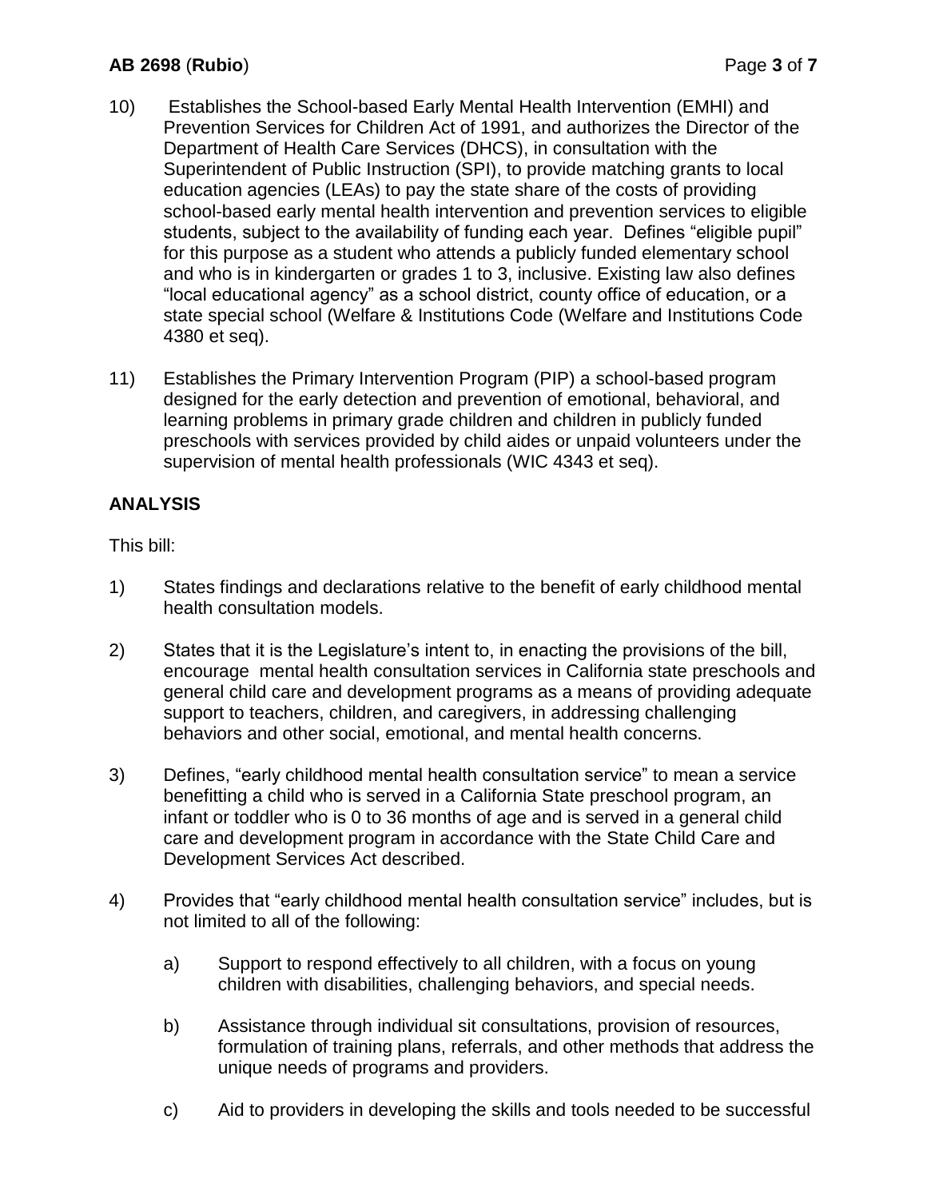10) Establishes the School-based Early Mental Health Intervention (EMHI) and Prevention Services for Children Act of 1991, and authorizes the Director of the Department of Health Care Services (DHCS), in consultation with the Superintendent of Public Instruction (SPI), to provide matching grants to local education agencies (LEAs) to pay the state share of the costs of providing school-based early mental health intervention and prevention services to eligible students, subject to the availability of funding each year. Defines "eligible pupil" for this purpose as a student who attends a publicly funded elementary school and who is in kindergarten or grades 1 to 3, inclusive. Existing law also defines "local educational agency" as a school district, county office of education, or a state special school (Welfare & Institutions Code (Welfare and Institutions Code 4380 et seq).

11) Establishes the Primary Intervention Program (PIP) a school-based program designed for the early detection and prevention of emotional, behavioral, and learning problems in primary grade children and children in publicly funded preschools with services provided by child aides or unpaid volunteers under the supervision of mental health professionals (WIC 4343 et seq).

## ANALYSIS

This bill:

1) States findings and declarations relative to the benefit of early childhood mental health consultation models.

2) States that it is the Legislature's intent to, in enacting the provisions of the bill, encourage mental health consultation services in California state preschools and general child care and development programs as a means of providing adequate support to teachers, children, and caregivers, in addressing challenging behaviors and other social, emotional, and mental health concerns.

3) Defines, "early childhood mental health consultation service" to mean a service benefitting a child who is served in a California State preschool program, an infant or toddler who is 0 to 36 months of age and is served in a general child care and development program in accordance with the State Child Care and Development Services Act described.

4) Provides that "early childhood mental health consultation service" includes, but is not limited to all of the following:

    a) Support to respond effectively to all children, with a focus on young children with disabilities, challenging behaviors, and special needs.

    b) Assistance through individual sit consultations, provision of resources, formulation of training plans, referrals, and other methods that address the unique needs of programs and providers.

    c) Aid to providers in developing the skills and tools needed to be successful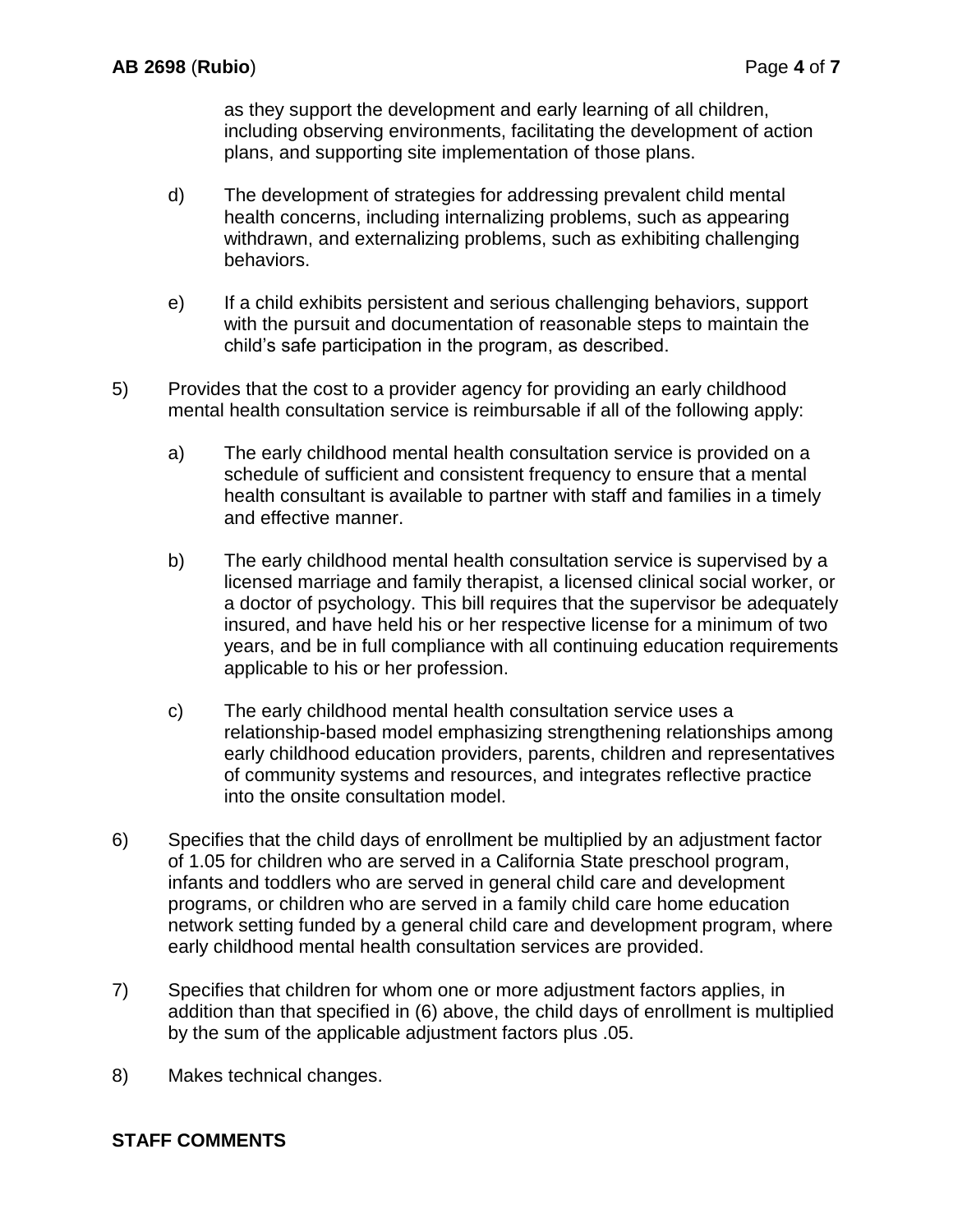as they support the development and early learning of all children, including observing environments, facilitating the development of action plans, and supporting site implementation of those plans.

d) The development of strategies for addressing prevalent child mental health concerns, including internalizing problems, such as appearing withdrawn, and externalizing problems, such as exhibiting challenging behaviors.

e) If a child exhibits persistent and serious challenging behaviors, support with the pursuit and documentation of reasonable steps to maintain the child's safe participation in the program, as described.

5) Provides that the cost to a provider agency for providing an early childhood mental health consultation service is reimbursable if all of the following apply:

a) The early childhood mental health consultation service is provided on a schedule of sufficient and consistent frequency to ensure that a mental health consultant is available to partner with staff and families in a timely and effective manner.

b) The early childhood mental health consultation service is supervised by a licensed marriage and family therapist, a licensed clinical social worker, or a doctor of psychology. This bill requires that the supervisor be adequately insured, and have held his or her respective license for a minimum of two years, and be in full compliance with all continuing education requirements applicable to his or her profession.

c) The early childhood mental health consultation service uses a relationship-based model emphasizing strengthening relationships among early childhood education providers, parents, children and representatives of community systems and resources, and integrates reflective practice into the onsite consultation model.

6) Specifies that the child days of enrollment be multiplied by an adjustment factor of 1.05 for children who are served in a California State preschool program, infants and toddlers who are served in general child care and development programs, or children who are served in a family child care home education network setting funded by a general child care and development program, where early childhood mental health consultation services are provided.

7) Specifies that children for whom one or more adjustment factors applies, in addition than that specified in (6) above, the child days of enrollment is multiplied by the sum of the applicable adjustment factors plus .05.

8) Makes technical changes.

## STAFF COMMENTS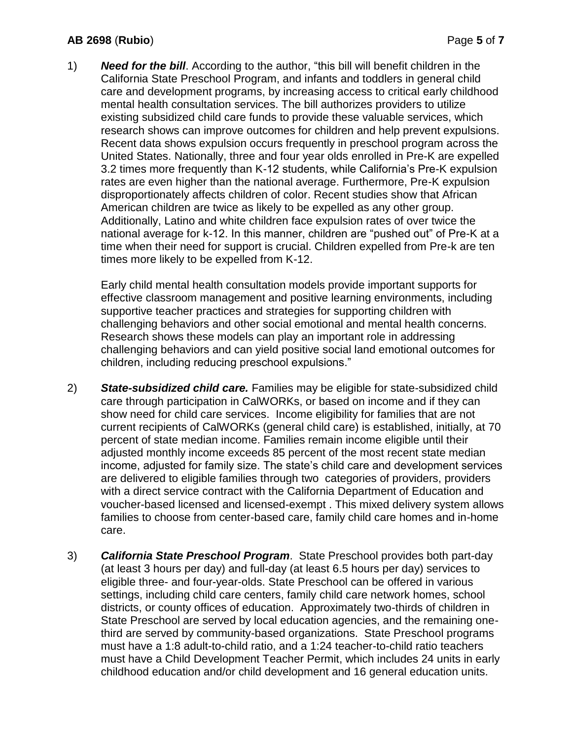1) ***Need for the bill***. According to the author, "this bill will benefit children in the California State Preschool Program, and infants and toddlers in general child care and development programs, by increasing access to critical early childhood mental health consultation services. The bill authorizes providers to utilize existing subsidized child care funds to provide these valuable services, which research shows can improve outcomes for children and help prevent expulsions. Recent data shows expulsion occurs frequently in preschool program across the United States. Nationally, three and four year olds enrolled in Pre-K are expelled 3.2 times more frequently than K-12 students, while California's Pre-K expulsion rates are even higher than the national average. Furthermore, Pre-K expulsion disproportionately affects children of color. Recent studies show that African American children are twice as likely to be expelled as any other group. Additionally, Latino and white children face expulsion rates of over twice the national average for k-12. In this manner, children are "pushed out" of Pre-K at a time when their need for support is crucial. Children expelled from Pre-k are ten times more likely to be expelled from K-12.

   Early child mental health consultation models provide important supports for effective classroom management and positive learning environments, including supportive teacher practices and strategies for supporting children with challenging behaviors and other social emotional and mental health concerns. Research shows these models can play an important role in addressing challenging behaviors and can yield positive social land emotional outcomes for children, including reducing preschool expulsions."

2) ***State-subsidized child care.*** Families may be eligible for state-subsidized child care through participation in CalWORKs, or based on income and if they can show need for child care services. Income eligibility for families that are not current recipients of CalWORKs (general child care) is established, initially, at 70 percent of state median income. Families remain income eligible until their adjusted monthly income exceeds 85 percent of the most recent state median income, adjusted for family size. The state's child care and development services are delivered to eligible families through two categories of providers, providers with a direct service contract with the California Department of Education and voucher-based licensed and licensed-exempt . This mixed delivery system allows families to choose from center-based care, family child care homes and in-home care.

3) ***California State Preschool Program***. State Preschool provides both part-day (at least 3 hours per day) and full-day (at least 6.5 hours per day) services to eligible three- and four-year-olds. State Preschool can be offered in various settings, including child care centers, family child care network homes, school districts, or county offices of education. Approximately two-thirds of children in State Preschool are served by local education agencies, and the remaining one-third are served by community-based organizations. State Preschool programs must have a 1:8 adult-to-child ratio, and a 1:24 teacher-to-child ratio teachers must have a Child Development Teacher Permit, which includes 24 units in early childhood education and/or child development and 16 general education units.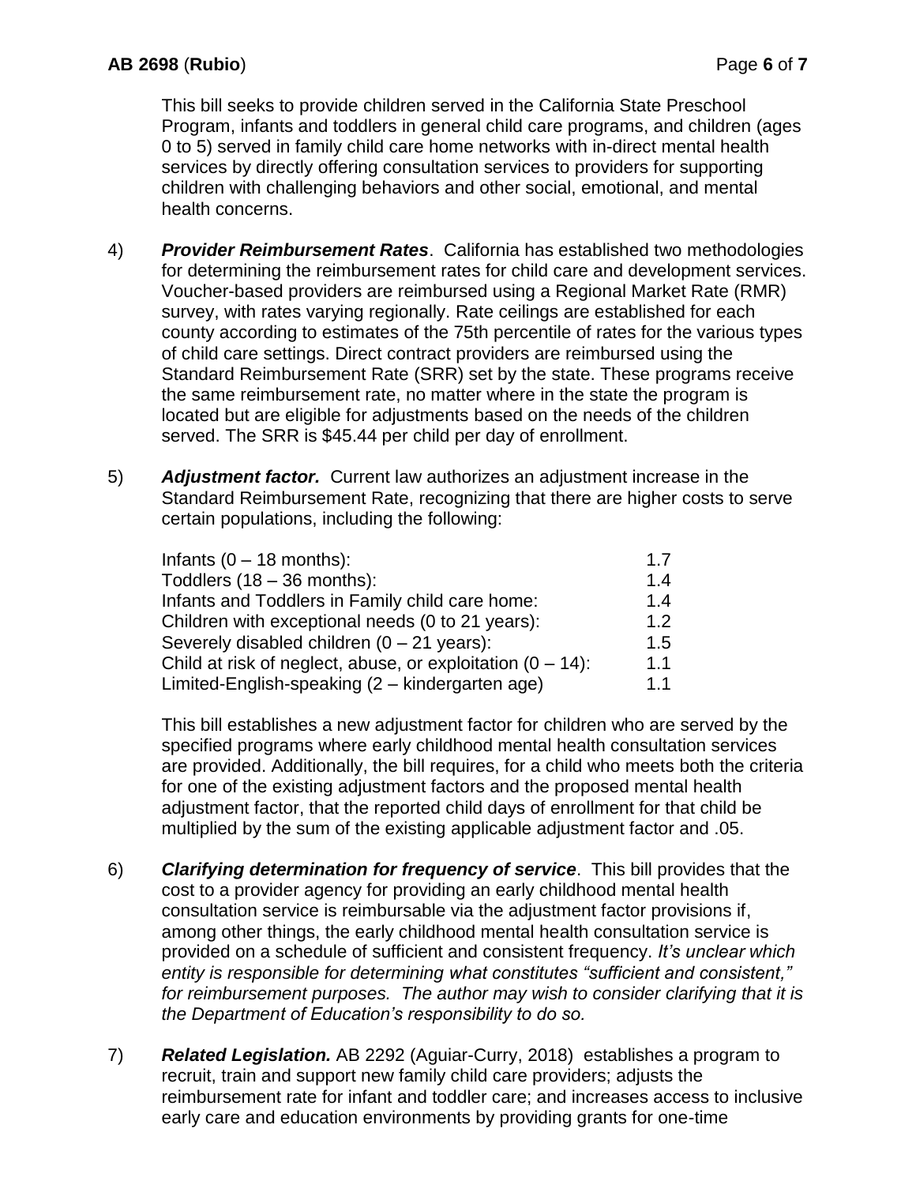This bill seeks to provide children served in the California State Preschool Program, infants and toddlers in general child care programs, and children (ages 0 to 5) served in family child care home networks with in-direct mental health services by directly offering consultation services to providers for supporting children with challenging behaviors and other social, emotional, and mental health concerns.

4) ***Provider Reimbursement Rates***. California has established two methodologies for determining the reimbursement rates for child care and development services. Voucher-based providers are reimbursed using a Regional Market Rate (RMR) survey, with rates varying regionally. Rate ceilings are established for each county according to estimates of the 75th percentile of rates for the various types of child care settings. Direct contract providers are reimbursed using the Standard Reimbursement Rate (SRR) set by the state. These programs receive the same reimbursement rate, no matter where in the state the program is located but are eligible for adjustments based on the needs of the children served. The SRR is $45.44 per child per day of enrollment.

5) ***Adjustment factor.*** Current law authorizes an adjustment increase in the Standard Reimbursement Rate, recognizing that there are higher costs to serve certain populations, including the following:

| | |
|---|---|
| Infants (0 – 18 months): | 1.7 |
| Toddlers (18 – 36 months): | 1.4 |
| Infants and Toddlers in Family child care home: | 1.4 |
| Children with exceptional needs (0 to 21 years): | 1.2 |
| Severely disabled children (0 – 21 years): | 1.5 |
| Child at risk of neglect, abuse, or exploitation (0 – 14): | 1.1 |
| Limited-English-speaking (2 – kindergarten age) | 1.1 |

This bill establishes a new adjustment factor for children who are served by the specified programs where early childhood mental health consultation services are provided. Additionally, the bill requires, for a child who meets both the criteria for one of the existing adjustment factors and the proposed mental health adjustment factor, that the reported child days of enrollment for that child be multiplied by the sum of the existing applicable adjustment factor and .05.

6) ***Clarifying determination for frequency of service***. This bill provides that the cost to a provider agency for providing an early childhood mental health consultation service is reimbursable via the adjustment factor provisions if, among other things, the early childhood mental health consultation service is provided on a schedule of sufficient and consistent frequency. *It's unclear which entity is responsible for determining what constitutes "sufficient and consistent," for reimbursement purposes. The author may wish to consider clarifying that it is the Department of Education's responsibility to do so.*

7) ***Related Legislation.*** AB 2292 (Aguiar-Curry, 2018) establishes a program to recruit, train and support new family child care providers; adjusts the reimbursement rate for infant and toddler care; and increases access to inclusive early care and education environments by providing grants for one-time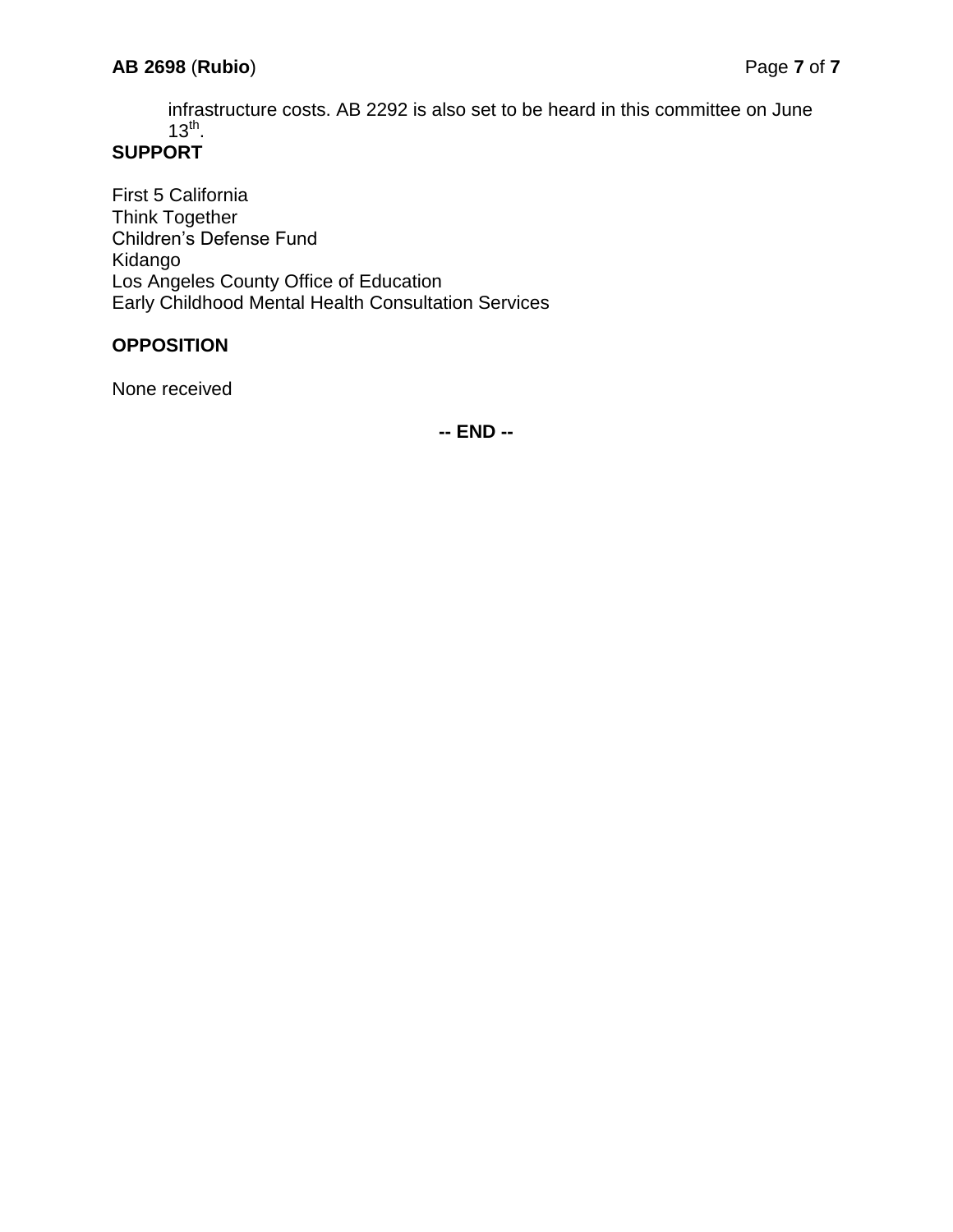infrastructure costs. AB 2292 is also set to be heard in this committee on June 13th.

**SUPPORT**

First 5 California
Think Together
Children's Defense Fund
Kidango
Los Angeles County Office of Education
Early Childhood Mental Health Consultation Services

**OPPOSITION**

None received

**-- END --**